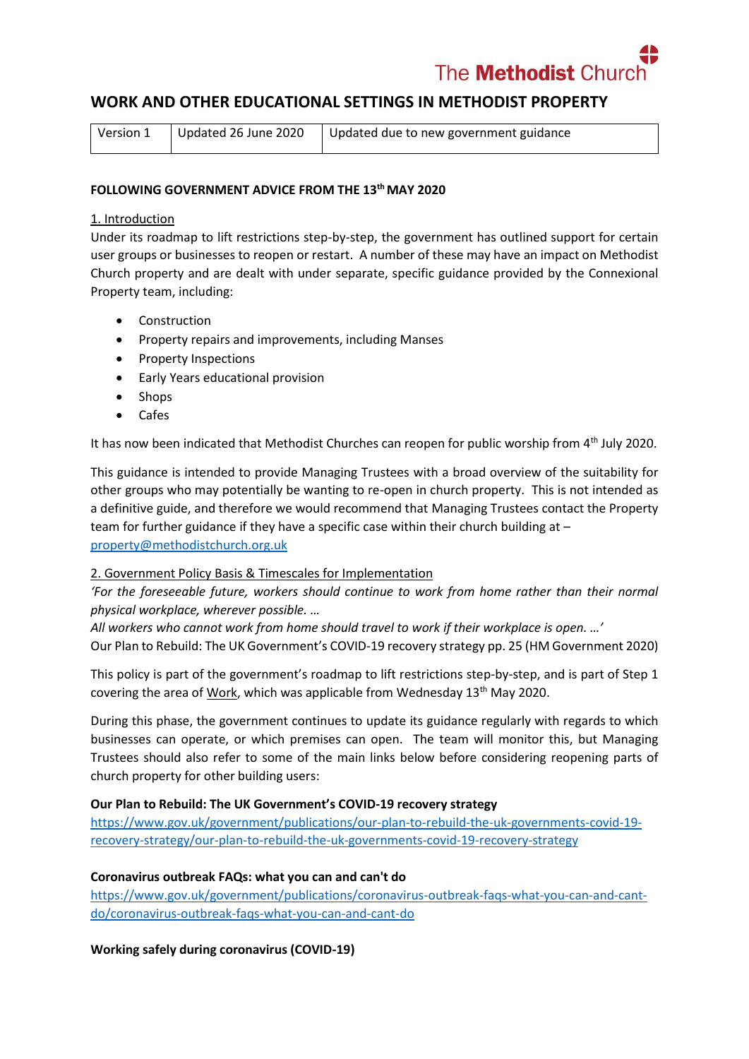The Methodist Church

# WORK AND OTHER EDUCATIONAL SETTINGS IN METHODIST PROPERTY

| Version 1 | Updated 26 June 2020 | Updated due to new government guidance |
|---|---|---|

**FOLLOWING GOVERNMENT ADVICE FROM THE 13th MAY 2020**

## 1. Introduction

Under its roadmap to lift restrictions step-by-step, the government has outlined support for certain user groups or businesses to reopen or restart. A number of these may have an impact on Methodist Church property and are dealt with under separate, specific guidance provided by the Connexional Property team, including:

- Construction
- Property repairs and improvements, including Manses
- Property Inspections
- Early Years educational provision
- Shops
- Cafes

It has now been indicated that Methodist Churches can reopen for public worship from 4th July 2020.

This guidance is intended to provide Managing Trustees with a broad overview of the suitability for other groups who may potentially be wanting to re-open in church property. This is not intended as a definitive guide, and therefore we would recommend that Managing Trustees contact the Property team for further guidance if they have a specific case within their church building at – property@methodistchurch.org.uk

## 2. Government Policy Basis & Timescales for Implementation

*'For the foreseeable future, workers should continue to work from home rather than their normal physical workplace, wherever possible. …*

*All workers who cannot work from home should travel to work if their workplace is open. …'*

Our Plan to Rebuild: The UK Government's COVID-19 recovery strategy pp. 25 (HM Government 2020)

This policy is part of the government's roadmap to lift restrictions step-by-step, and is part of Step 1 covering the area of Work, which was applicable from Wednesday 13th May 2020.

During this phase, the government continues to update its guidance regularly with regards to which businesses can operate, or which premises can open. The team will monitor this, but Managing Trustees should also refer to some of the main links below before considering reopening parts of church property for other building users:

**Our Plan to Rebuild: The UK Government's COVID-19 recovery strategy**
https://www.gov.uk/government/publications/our-plan-to-rebuild-the-uk-governments-covid-19-recovery-strategy/our-plan-to-rebuild-the-uk-governments-covid-19-recovery-strategy

**Coronavirus outbreak FAQs: what you can and can't do**
https://www.gov.uk/government/publications/coronavirus-outbreak-faqs-what-you-can-and-cant-do/coronavirus-outbreak-faqs-what-you-can-and-cant-do

**Working safely during coronavirus (COVID-19)**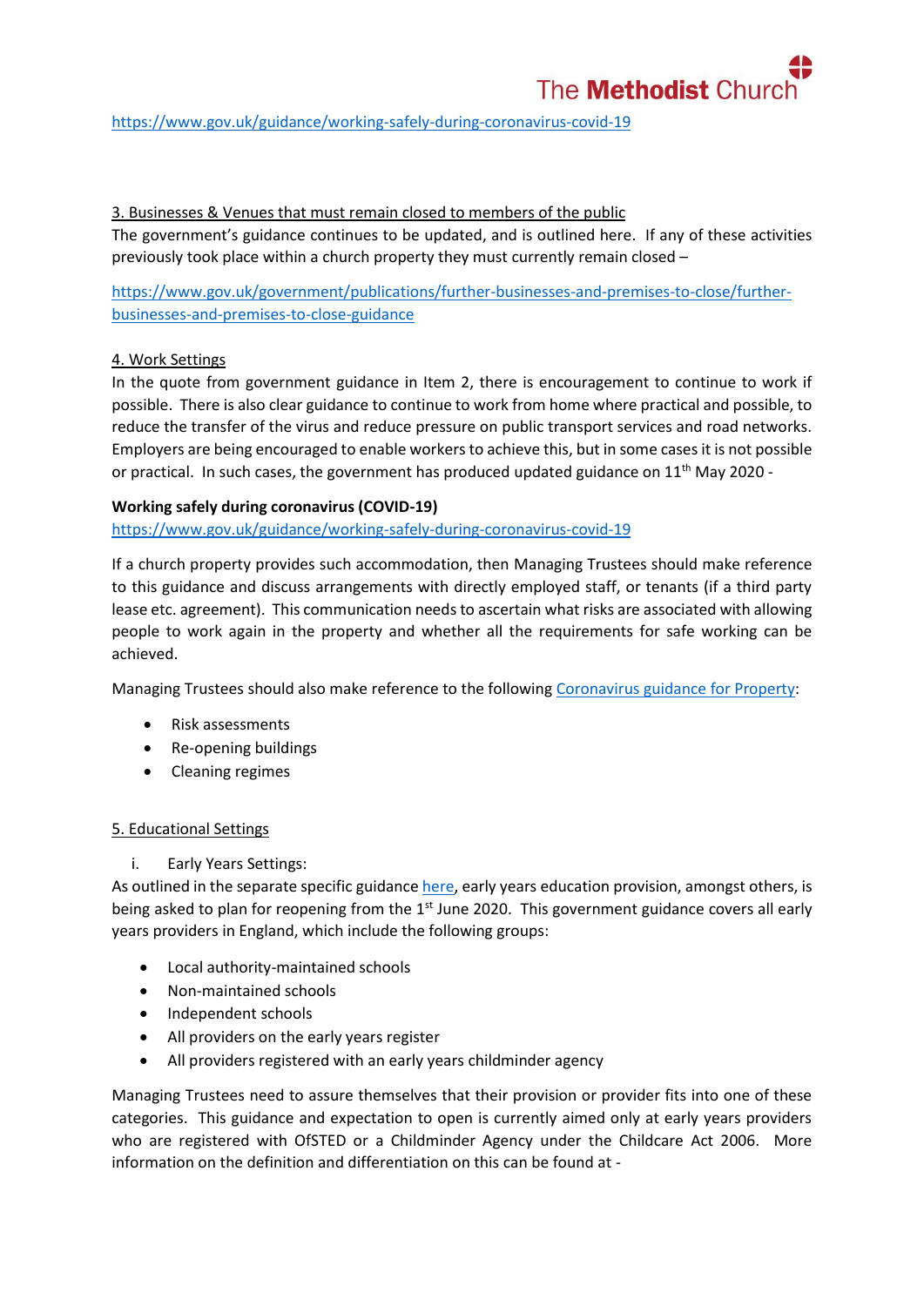https://www.gov.uk/guidance/working-safely-during-coronavirus-covid-19

3. Businesses & Venues that must remain closed to members of the public

The government's guidance continues to be updated, and is outlined here. If any of these activities previously took place within a church property they must currently remain closed –

https://www.gov.uk/government/publications/further-businesses-and-premises-to-close/further-businesses-and-premises-to-close-guidance

4. Work Settings

In the quote from government guidance in Item 2, there is encouragement to continue to work if possible. There is also clear guidance to continue to work from home where practical and possible, to reduce the transfer of the virus and reduce pressure on public transport services and road networks. Employers are being encouraged to enable workers to achieve this, but in some cases it is not possible or practical. In such cases, the government has produced updated guidance on 11th May 2020 -

**Working safely during coronavirus (COVID-19)**

https://www.gov.uk/guidance/working-safely-during-coronavirus-covid-19

If a church property provides such accommodation, then Managing Trustees should make reference to this guidance and discuss arrangements with directly employed staff, or tenants (if a third party lease etc. agreement). This communication needs to ascertain what risks are associated with allowing people to work again in the property and whether all the requirements for safe working can be achieved.

Managing Trustees should also make reference to the following Coronavirus guidance for Property:

- Risk assessments
- Re-opening buildings
- Cleaning regimes

5. Educational Settings

i. Early Years Settings:

As outlined in the separate specific guidance here, early years education provision, amongst others, is being asked to plan for reopening from the 1st June 2020. This government guidance covers all early years providers in England, which include the following groups:

- Local authority-maintained schools
- Non-maintained schools
- Independent schools
- All providers on the early years register
- All providers registered with an early years childminder agency

Managing Trustees need to assure themselves that their provision or provider fits into one of these categories. This guidance and expectation to open is currently aimed only at early years providers who are registered with OfSTED or a Childminder Agency under the Childcare Act 2006. More information on the definition and differentiation on this can be found at -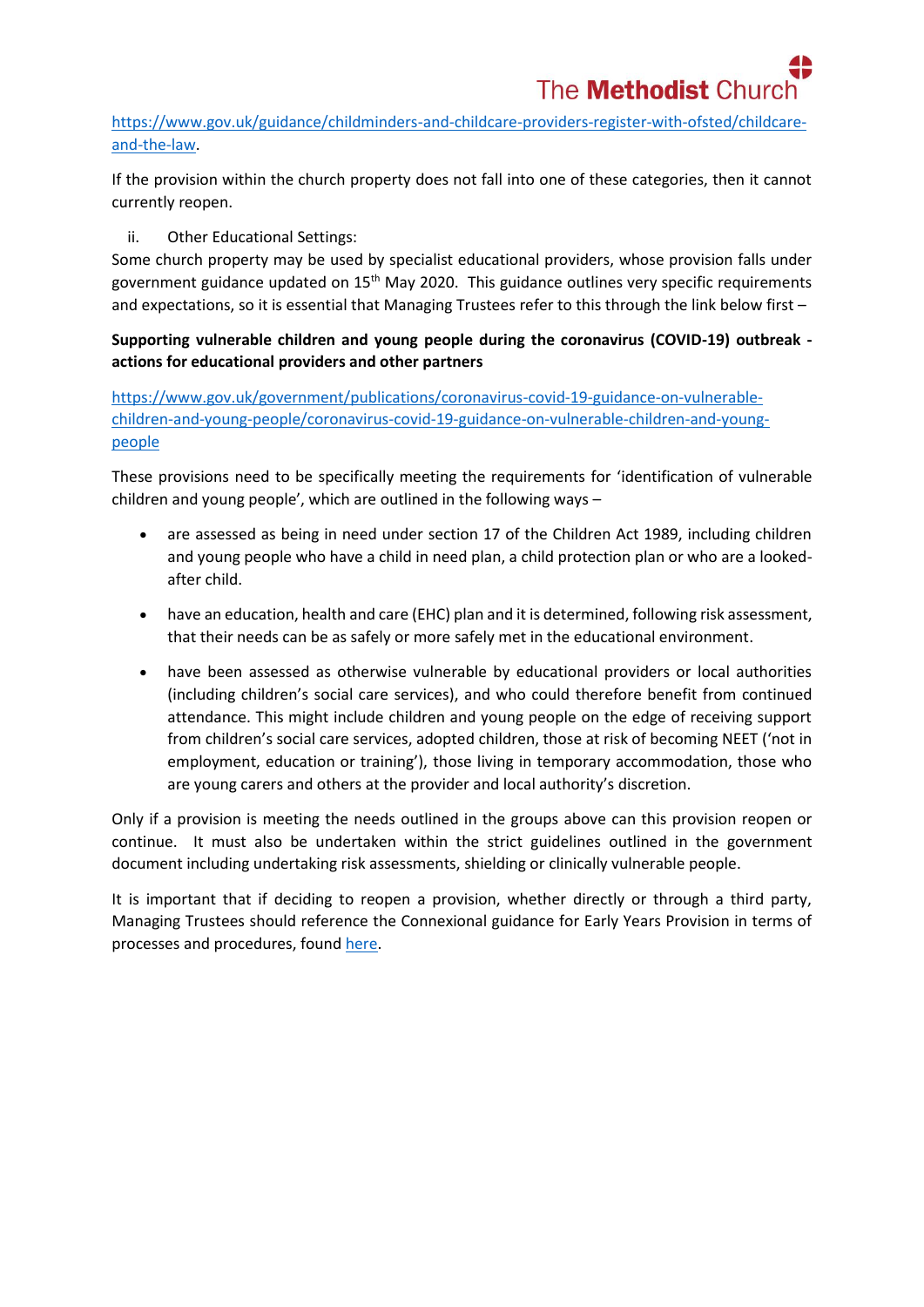https://www.gov.uk/guidance/childminders-and-childcare-providers-register-with-ofsted/childcare-and-the-law.

If the provision within the church property does not fall into one of these categories, then it cannot currently reopen.

ii. Other Educational Settings:

Some church property may be used by specialist educational providers, whose provision falls under government guidance updated on 15th May 2020. This guidance outlines very specific requirements and expectations, so it is essential that Managing Trustees refer to this through the link below first –

**Supporting vulnerable children and young people during the coronavirus (COVID-19) outbreak - actions for educational providers and other partners**

https://www.gov.uk/government/publications/coronavirus-covid-19-guidance-on-vulnerable-children-and-young-people/coronavirus-covid-19-guidance-on-vulnerable-children-and-young-people

These provisions need to be specifically meeting the requirements for 'identification of vulnerable children and young people', which are outlined in the following ways –

- are assessed as being in need under section 17 of the Children Act 1989, including children and young people who have a child in need plan, a child protection plan or who are a looked-after child.
- have an education, health and care (EHC) plan and it is determined, following risk assessment, that their needs can be as safely or more safely met in the educational environment.
- have been assessed as otherwise vulnerable by educational providers or local authorities (including children's social care services), and who could therefore benefit from continued attendance. This might include children and young people on the edge of receiving support from children's social care services, adopted children, those at risk of becoming NEET ('not in employment, education or training'), those living in temporary accommodation, those who are young carers and others at the provider and local authority's discretion.

Only if a provision is meeting the needs outlined in the groups above can this provision reopen or continue. It must also be undertaken within the strict guidelines outlined in the government document including undertaking risk assessments, shielding or clinically vulnerable people.

It is important that if deciding to reopen a provision, whether directly or through a third party, Managing Trustees should reference the Connexional guidance for Early Years Provision in terms of processes and procedures, found here.